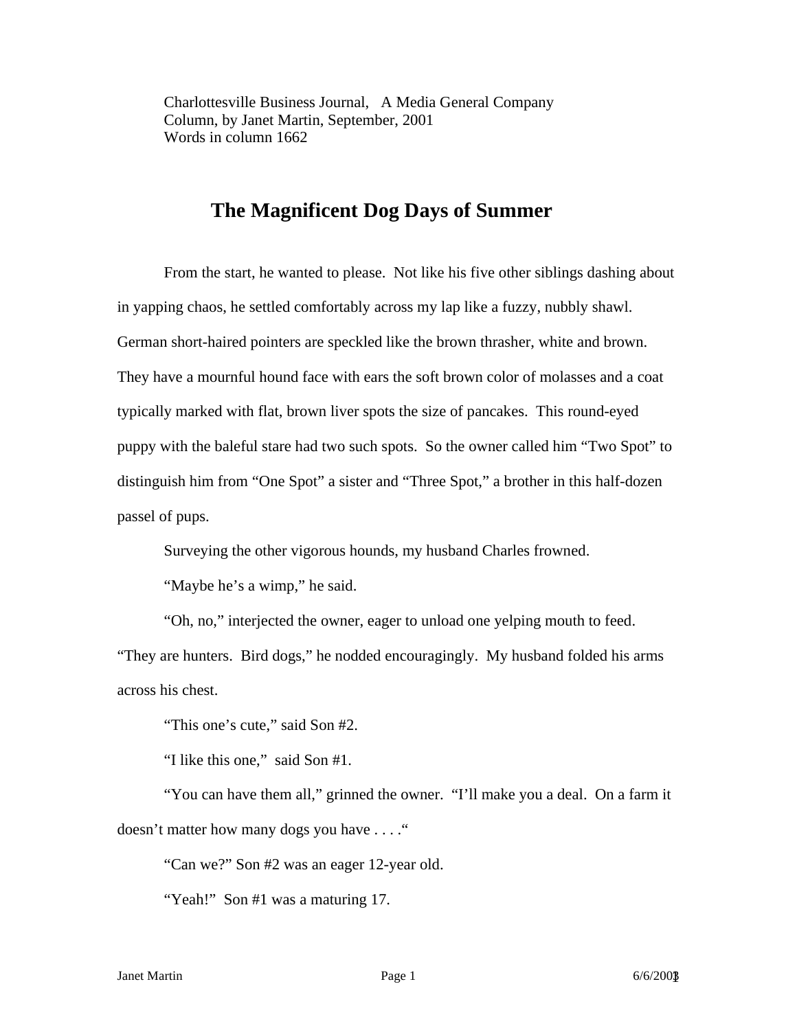Charlottesville Business Journal, A Media General Company
Column, by Janet Martin, September, 2001
Words in column 1662

# The Magnificent Dog Days of Summer

From the start, he wanted to please. Not like his five other siblings dashing about in yapping chaos, he settled comfortably across my lap like a fuzzy, nubbly shawl. German short-haired pointers are speckled like the brown thrasher, white and brown. They have a mournful hound face with ears the soft brown color of molasses and a coat typically marked with flat, brown liver spots the size of pancakes. This round-eyed puppy with the baleful stare had two such spots. So the owner called him “Two Spot” to distinguish him from “One Spot” a sister and “Three Spot,” a brother in this half-dozen passel of pups.

Surveying the other vigorous hounds, my husband Charles frowned.

“Maybe he’s a wimp,” he said.

“Oh, no,” interjected the owner, eager to unload one yelping mouth to feed. “They are hunters. Bird dogs,” he nodded encouragingly. My husband folded his arms across his chest.

“This one’s cute,” said Son #2.

“I like this one,” said Son #1.

“You can have them all,” grinned the owner. “I’ll make you a deal. On a farm it doesn’t matter how many dogs you have . . . .“

“Can we?” Son #2 was an eager 12-year old.

“Yeah!” Son #1 was a maturing 17.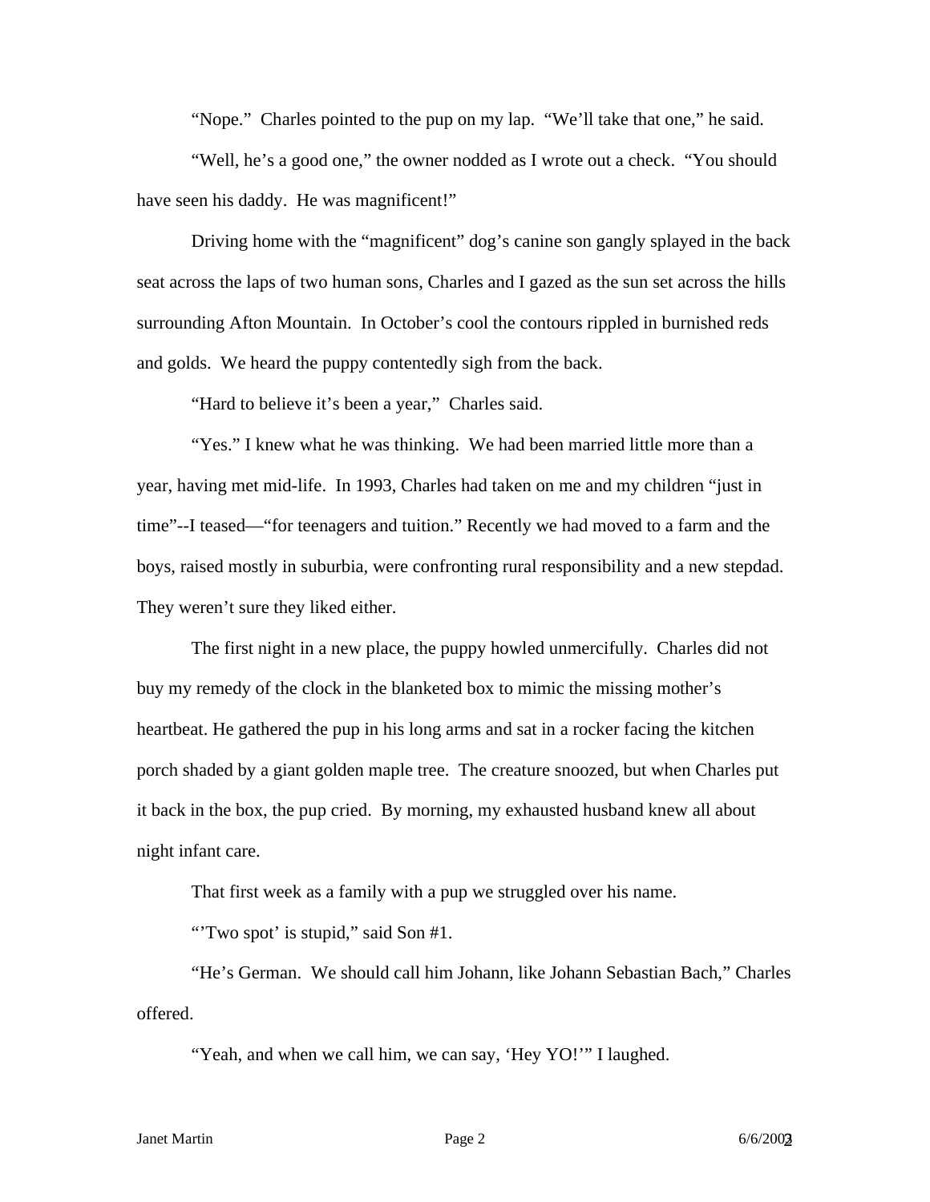"Nope." Charles pointed to the pup on my lap. "We'll take that one," he said.

"Well, he's a good one," the owner nodded as I wrote out a check. "You should have seen his daddy. He was magnificent!"

Driving home with the "magnificent" dog's canine son gangly splayed in the back seat across the laps of two human sons, Charles and I gazed as the sun set across the hills surrounding Afton Mountain. In October's cool the contours rippled in burnished reds and golds. We heard the puppy contentedly sigh from the back.

"Hard to believe it's been a year," Charles said.

"Yes." I knew what he was thinking. We had been married little more than a year, having met mid-life. In 1993, Charles had taken on me and my children "just in time"--I teased—"for teenagers and tuition." Recently we had moved to a farm and the boys, raised mostly in suburbia, were confronting rural responsibility and a new stepdad. They weren't sure they liked either.

The first night in a new place, the puppy howled unmercifully. Charles did not buy my remedy of the clock in the blanketed box to mimic the missing mother's heartbeat. He gathered the pup in his long arms and sat in a rocker facing the kitchen porch shaded by a giant golden maple tree. The creature snoozed, but when Charles put it back in the box, the pup cried. By morning, my exhausted husband knew all about night infant care.

That first week as a family with a pup we struggled over his name.

"'Two spot' is stupid," said Son #1.

"He's German. We should call him Johann, like Johann Sebastian Bach," Charles offered.

"Yeah, and when we call him, we can say, 'Hey YO!'" I laughed.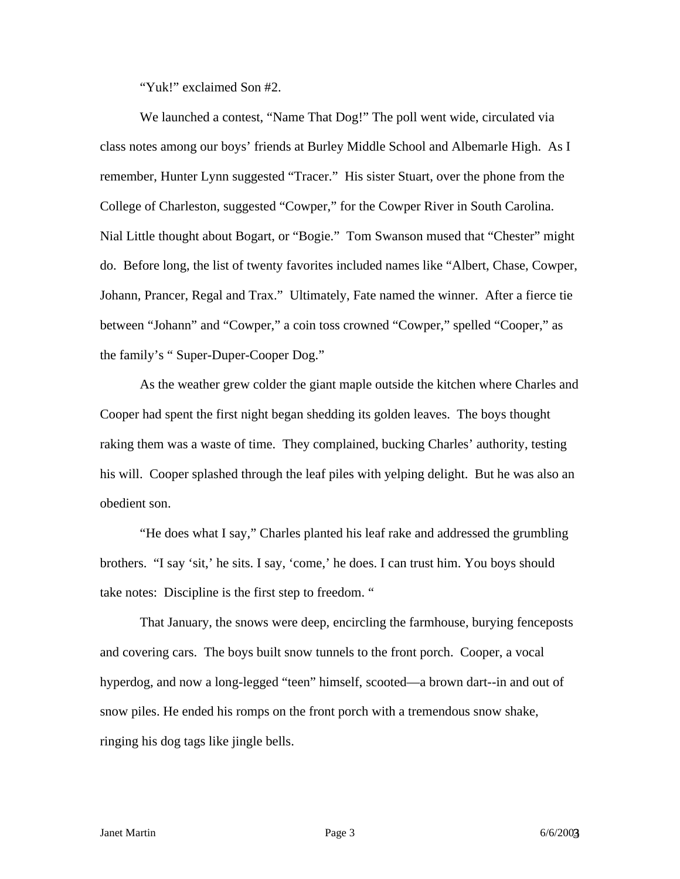"Yuk!" exclaimed Son #2.

We launched a contest, "Name That Dog!" The poll went wide, circulated via class notes among our boys' friends at Burley Middle School and Albemarle High. As I remember, Hunter Lynn suggested "Tracer." His sister Stuart, over the phone from the College of Charleston, suggested "Cowper," for the Cowper River in South Carolina. Nial Little thought about Bogart, or "Bogie." Tom Swanson mused that "Chester" might do. Before long, the list of twenty favorites included names like "Albert, Chase, Cowper, Johann, Prancer, Regal and Trax." Ultimately, Fate named the winner. After a fierce tie between "Johann" and "Cowper," a coin toss crowned "Cowper," spelled "Cooper," as the family's " Super-Duper-Cooper Dog."

As the weather grew colder the giant maple outside the kitchen where Charles and Cooper had spent the first night began shedding its golden leaves. The boys thought raking them was a waste of time. They complained, bucking Charles' authority, testing his will. Cooper splashed through the leaf piles with yelping delight. But he was also an obedient son.

"He does what I say," Charles planted his leaf rake and addressed the grumbling brothers. "I say 'sit,' he sits. I say, 'come,' he does. I can trust him. You boys should take notes: Discipline is the first step to freedom. "

That January, the snows were deep, encircling the farmhouse, burying fenceposts and covering cars. The boys built snow tunnels to the front porch. Cooper, a vocal hyperdog, and now a long-legged "teen" himself, scooted—a brown dart--in and out of snow piles. He ended his romps on the front porch with a tremendous snow shake, ringing his dog tags like jingle bells.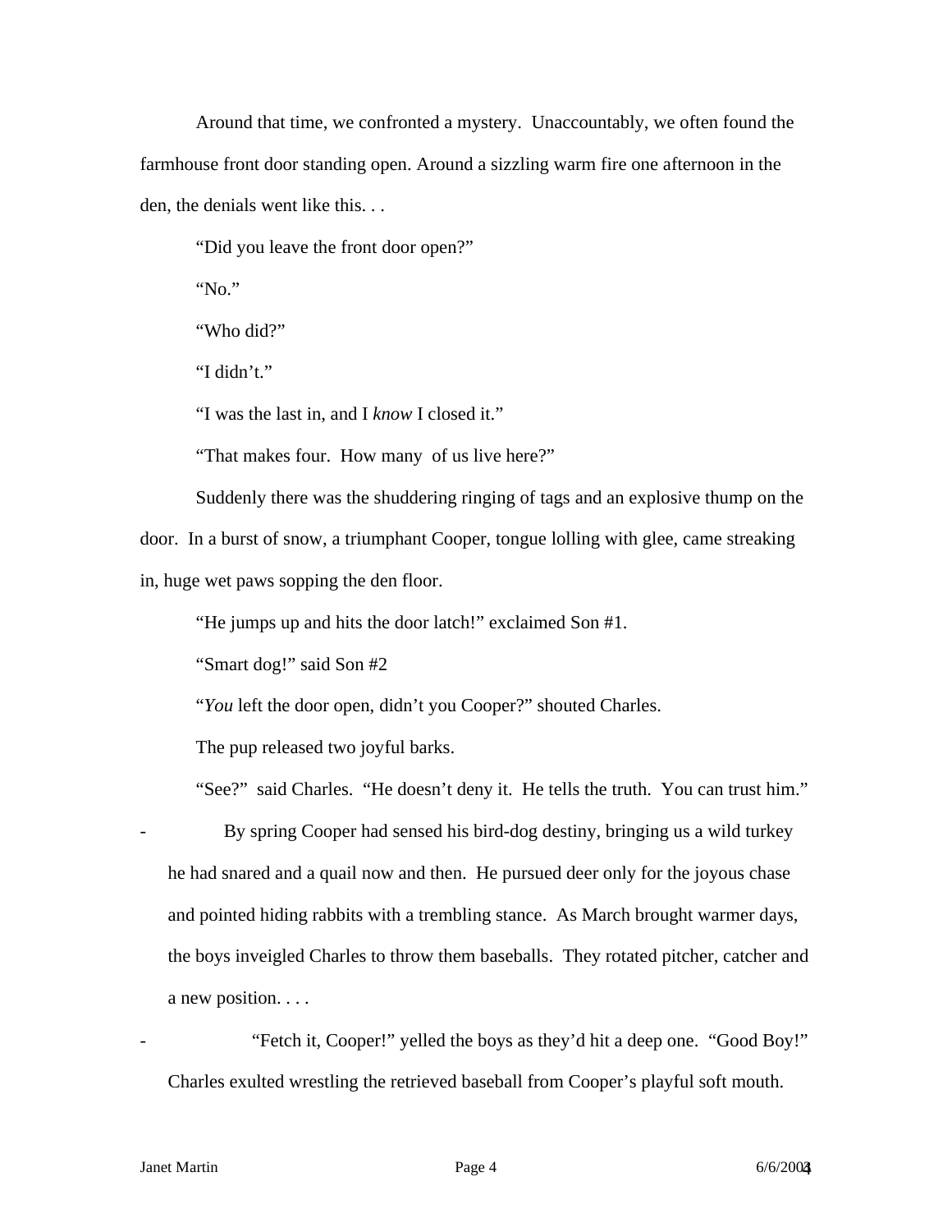Around that time, we confronted a mystery. Unaccountably, we often found the farmhouse front door standing open. Around a sizzling warm fire one afternoon in the den, the denials went like this. . .

"Did you leave the front door open?"

"No."

"Who did?"

"I didn't."

"I was the last in, and I *know* I closed it."

"That makes four. How many of us live here?"

Suddenly there was the shuddering ringing of tags and an explosive thump on the door. In a burst of snow, a triumphant Cooper, tongue lolling with glee, came streaking in, huge wet paws sopping the den floor.

"He jumps up and hits the door latch!" exclaimed Son #1.

"Smart dog!" said Son #2

"*You* left the door open, didn't you Cooper?" shouted Charles.

The pup released two joyful barks.

"See?" said Charles. "He doesn't deny it. He tells the truth. You can trust him."

- By spring Cooper had sensed his bird-dog destiny, bringing us a wild turkey he had snared and a quail now and then. He pursued deer only for the joyous chase and pointed hiding rabbits with a trembling stance. As March brought warmer days, the boys inveigled Charles to throw them baseballs. They rotated pitcher, catcher and a new position. . . .

- "Fetch it, Cooper!" yelled the boys as they'd hit a deep one. "Good Boy!" Charles exulted wrestling the retrieved baseball from Cooper's playful soft mouth.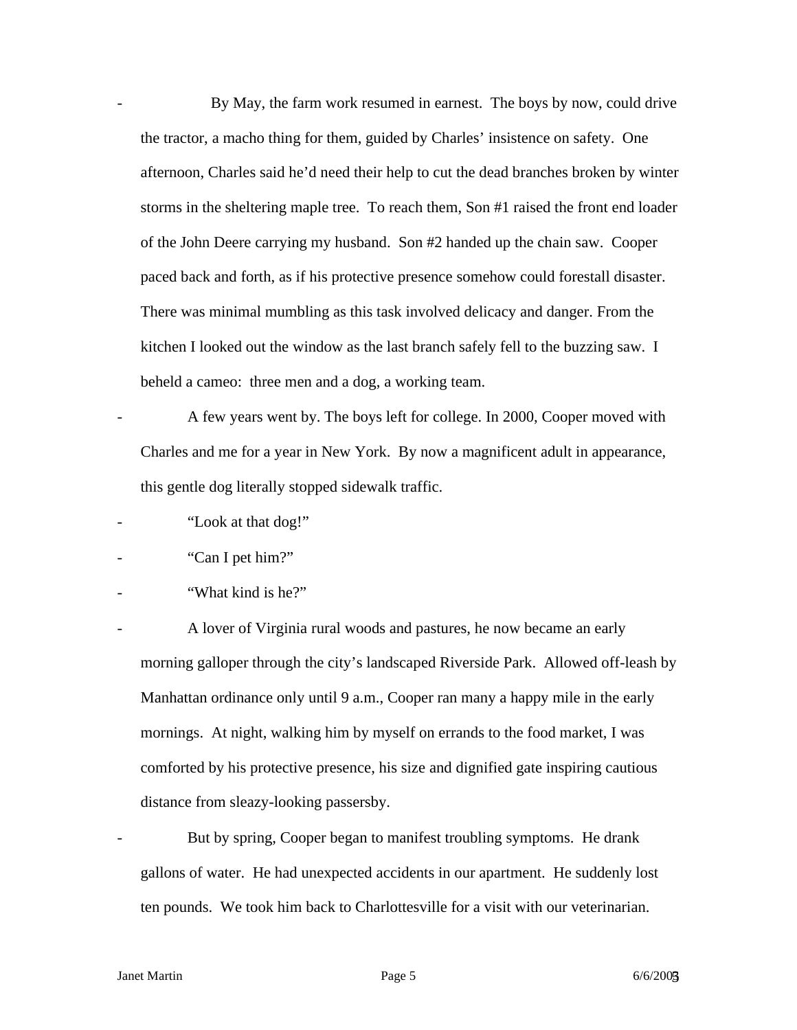- By May, the farm work resumed in earnest. The boys by now, could drive the tractor, a macho thing for them, guided by Charles' insistence on safety. One afternoon, Charles said he'd need their help to cut the dead branches broken by winter storms in the sheltering maple tree. To reach them, Son #1 raised the front end loader of the John Deere carrying my husband. Son #2 handed up the chain saw. Cooper paced back and forth, as if his protective presence somehow could forestall disaster. There was minimal mumbling as this task involved delicacy and danger. From the kitchen I looked out the window as the last branch safely fell to the buzzing saw. I beheld a cameo: three men and a dog, a working team.
- A few years went by. The boys left for college. In 2000, Cooper moved with Charles and me for a year in New York. By now a magnificent adult in appearance, this gentle dog literally stopped sidewalk traffic.
- "Look at that dog!"
- "Can I pet him?"
- "What kind is he?"
- A lover of Virginia rural woods and pastures, he now became an early morning galloper through the city's landscaped Riverside Park. Allowed off-leash by Manhattan ordinance only until 9 a.m., Cooper ran many a happy mile in the early mornings. At night, walking him by myself on errands to the food market, I was comforted by his protective presence, his size and dignified gate inspiring cautious distance from sleazy-looking passersby.
- But by spring, Cooper began to manifest troubling symptoms. He drank gallons of water. He had unexpected accidents in our apartment. He suddenly lost ten pounds. We took him back to Charlottesville for a visit with our veterinarian.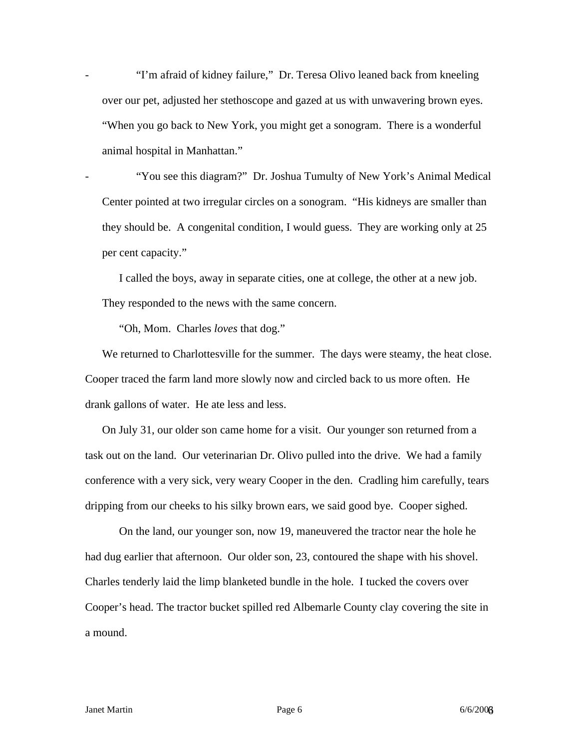- “I’m afraid of kidney failure,” Dr. Teresa Olivo leaned back from kneeling over our pet, adjusted her stethoscope and gazed at us with unwavering brown eyes. “When you go back to New York, you might get a sonogram. There is a wonderful animal hospital in Manhattan.”

- “You see this diagram?” Dr. Joshua Tumulty of New York’s Animal Medical Center pointed at two irregular circles on a sonogram. “His kidneys are smaller than they should be. A congenital condition, I would guess. They are working only at 25 per cent capacity.”

I called the boys, away in separate cities, one at college, the other at a new job. They responded to the news with the same concern.

“Oh, Mom. Charles *loves* that dog.”

We returned to Charlottesville for the summer. The days were steamy, the heat close. Cooper traced the farm land more slowly now and circled back to us more often. He drank gallons of water. He ate less and less.

On July 31, our older son came home for a visit. Our younger son returned from a task out on the land. Our veterinarian Dr. Olivo pulled into the drive. We had a family conference with a very sick, very weary Cooper in the den. Cradling him carefully, tears dripping from our cheeks to his silky brown ears, we said good bye. Cooper sighed.

On the land, our younger son, now 19, maneuvered the tractor near the hole he had dug earlier that afternoon. Our older son, 23, contoured the shape with his shovel. Charles tenderly laid the limp blanketed bundle in the hole. I tucked the covers over Cooper’s head. The tractor bucket spilled red Albemarle County clay covering the site in a mound.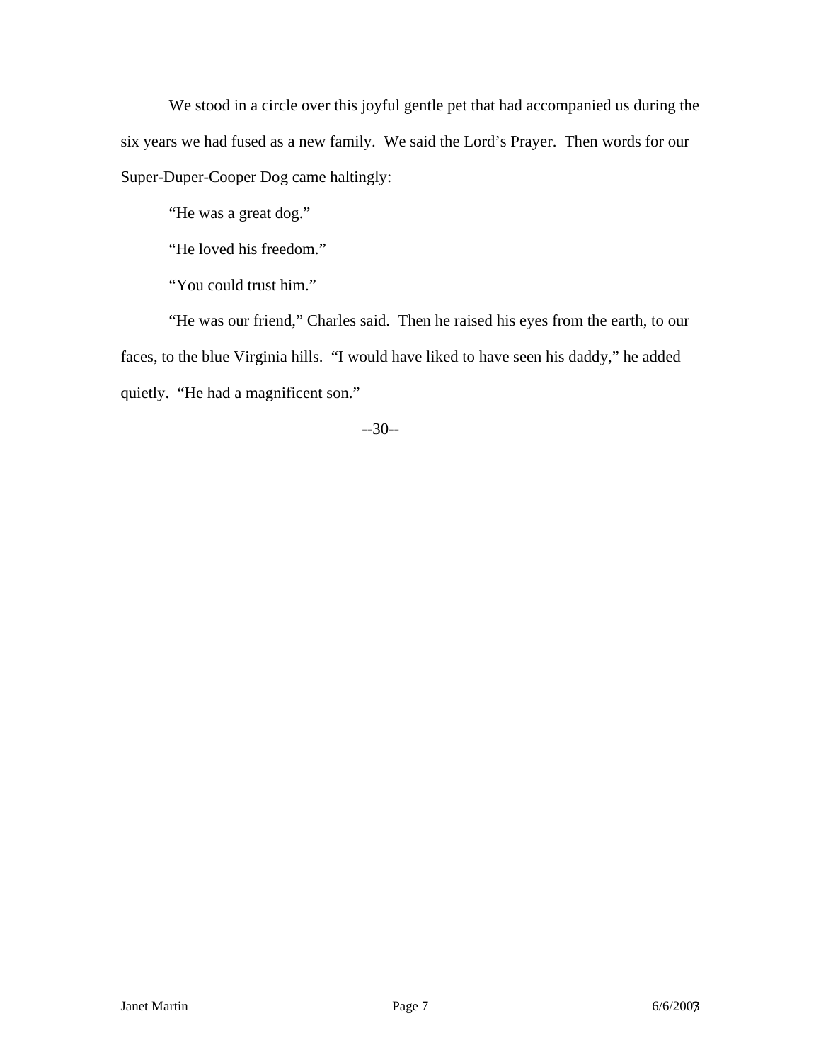We stood in a circle over this joyful gentle pet that had accompanied us during the six years we had fused as a new family. We said the Lord's Prayer. Then words for our Super-Duper-Cooper Dog came haltingly:

"He was a great dog."

"He loved his freedom."

"You could trust him."

"He was our friend," Charles said. Then he raised his eyes from the earth, to our faces, to the blue Virginia hills. "I would have liked to have seen his daddy," he added quietly. "He had a magnificent son."

--30--